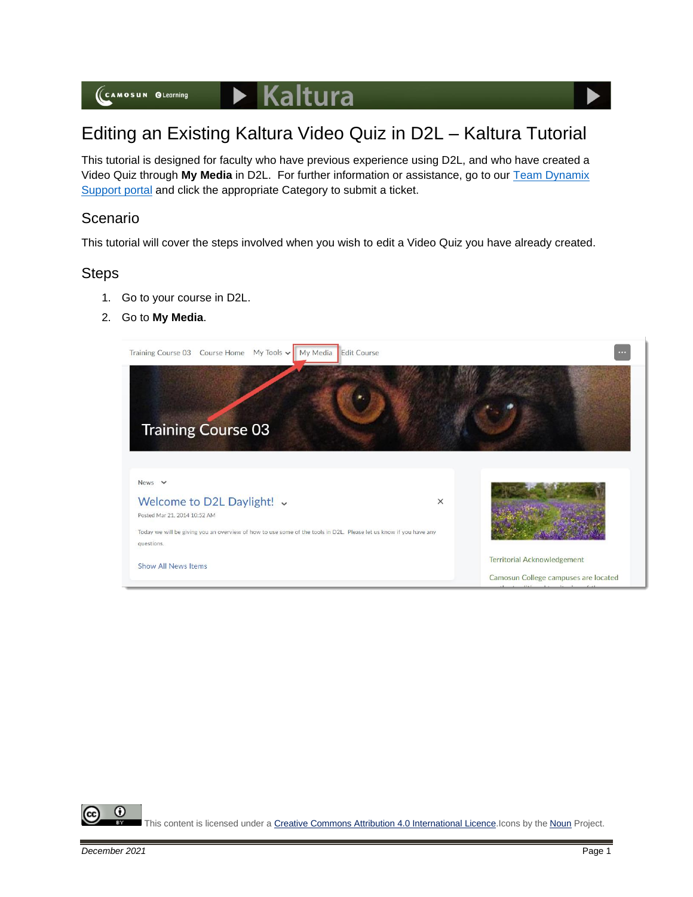# Editing an Existing Kaltura Video Quiz in D2L – Kaltura Tutorial

This tutorial is designed for faculty who have previous experience using D2L, and who have created a Video Quiz through **My Media** in D2L. For further information or assistance, go to our [Team Dynamix Support portal]() and click the appropriate Category to submit a ticket.

## Scenario

This tutorial will cover the steps involved when you wish to edit a Video Quiz you have already created.

## Steps

1. Go to your course in D2L.
2. Go to **My Media**.

This content is licensed under a [Creative Commons Attribution 4.0 International Licence](). Icons by the [Noun]() Project.

*December 2021*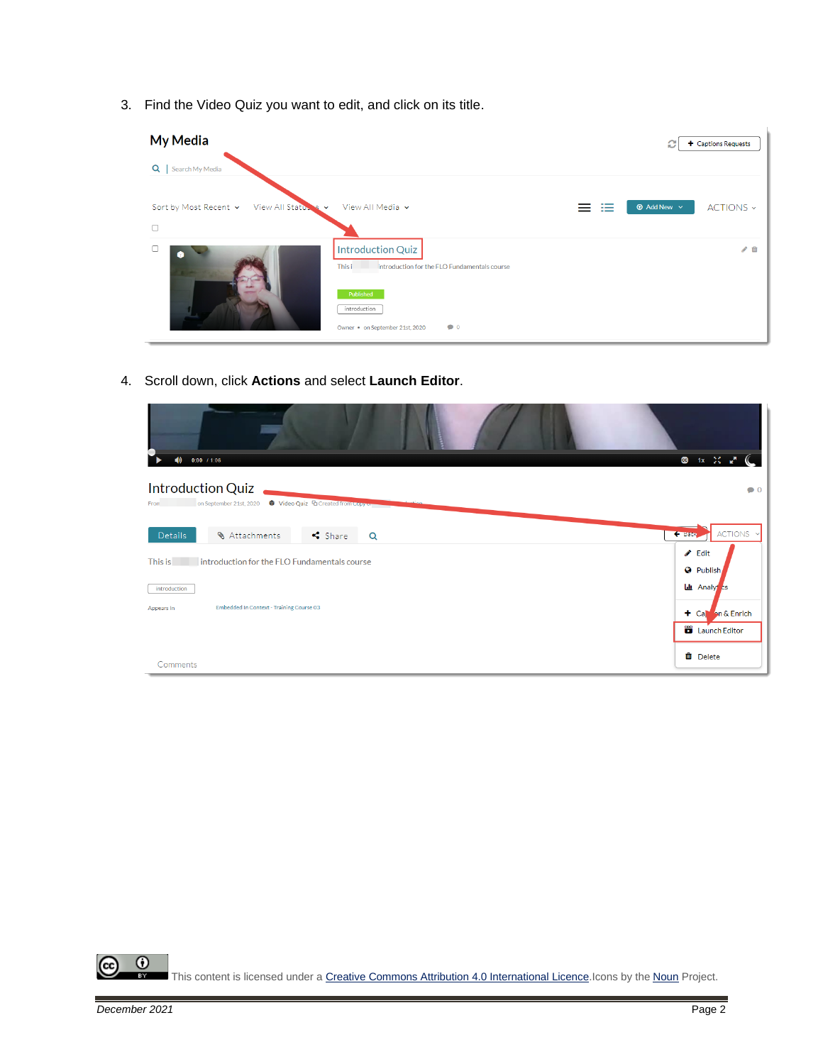3. Find the Video Quiz you want to edit, and click on its title.

4. Scroll down, click **Actions** and select **Launch Editor**.

This content is licensed under a Creative Commons Attribution 4.0 International Licence. Icons by the Noun Project.

*December 2021*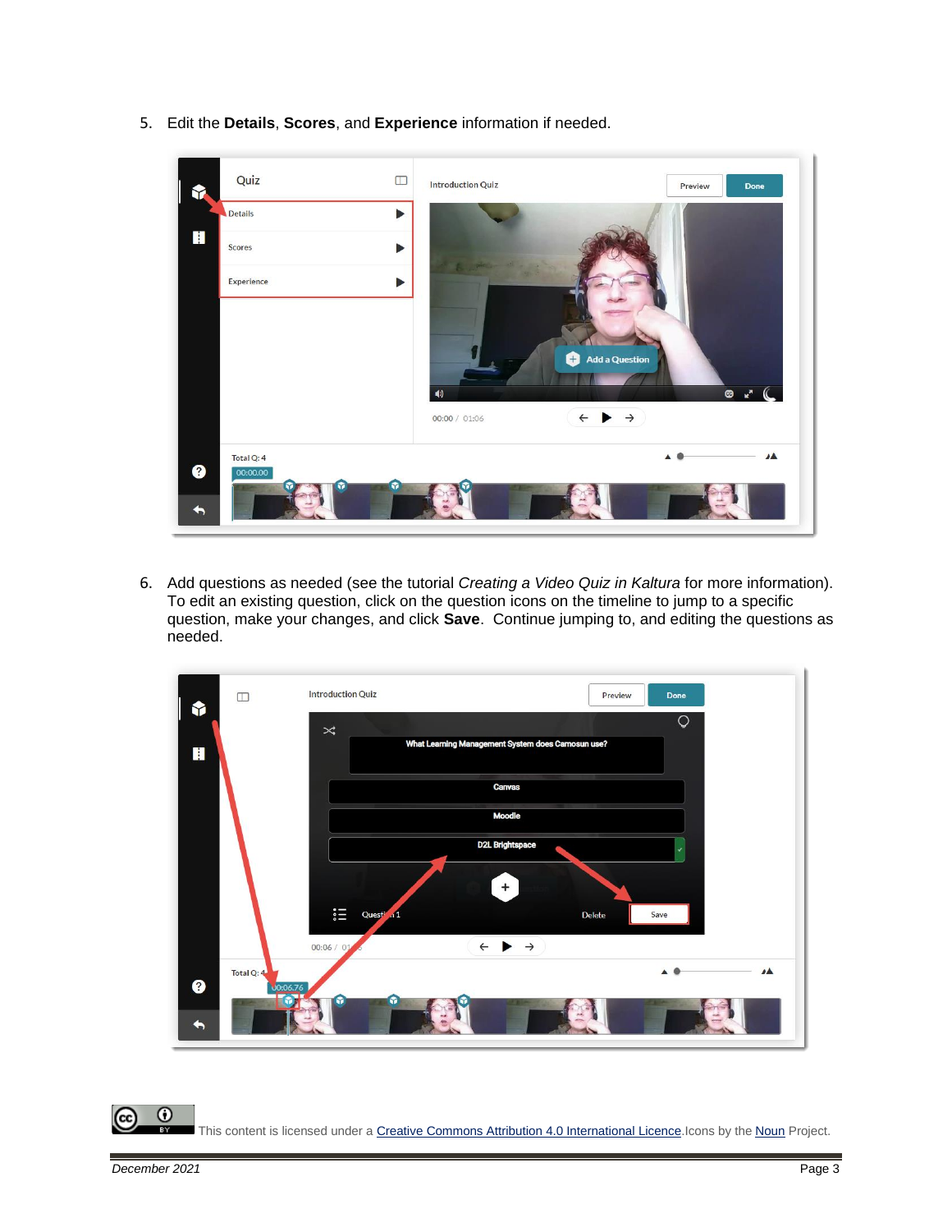5. Edit the **Details**, **Scores**, and **Experience** information if needed.

6. Add questions as needed (see the tutorial *Creating a Video Quiz in Kaltura* for more information). To edit an existing question, click on the question icons on the timeline to jump to a specific question, make your changes, and click **Save**. Continue jumping to, and editing the questions as needed.

This content is licensed under a [Creative Commons Attribution 4.0 International Licence](). Icons by the [Noun]() Project.

December 2021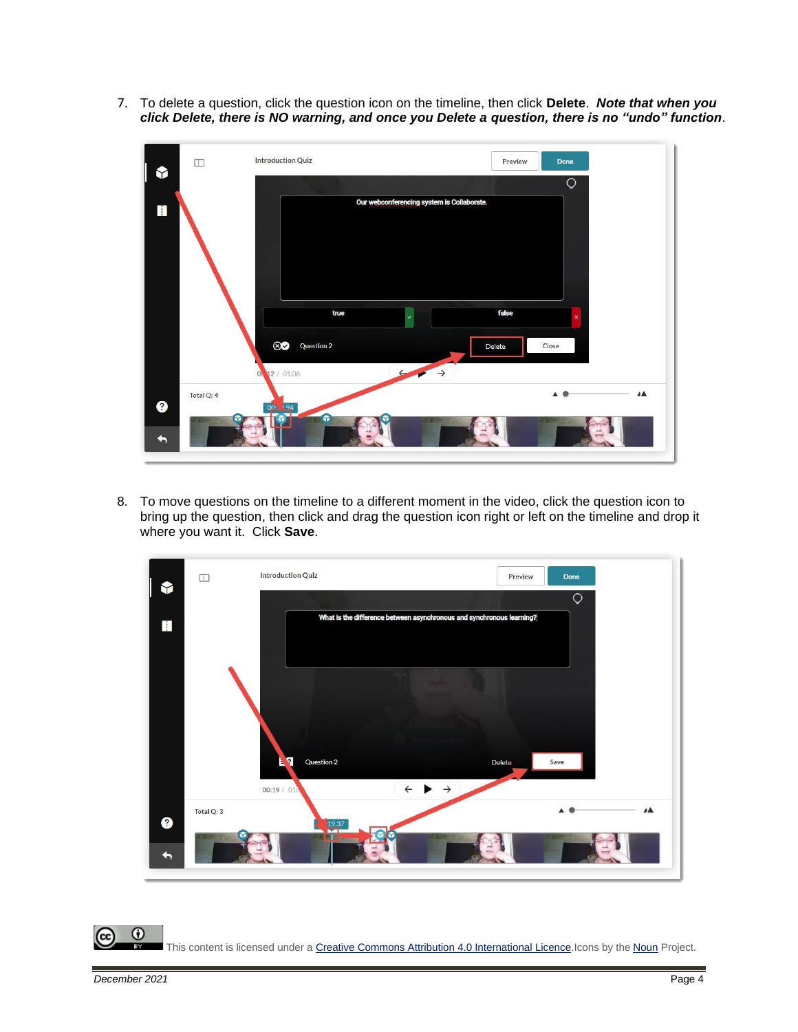7. To delete a question, click the question icon on the timeline, then click **Delete**. ***Note that when you click Delete, there is NO warning, and once you Delete a question, there is no "undo" function***.

8. To move questions on the timeline to a different moment in the video, click the question icon to bring up the question, then click and drag the question icon right or left on the timeline and drop it where you want it. Click **Save**.

This content is licensed under a Creative Commons Attribution 4.0 International Licence. Icons by the Noun Project.

December 2021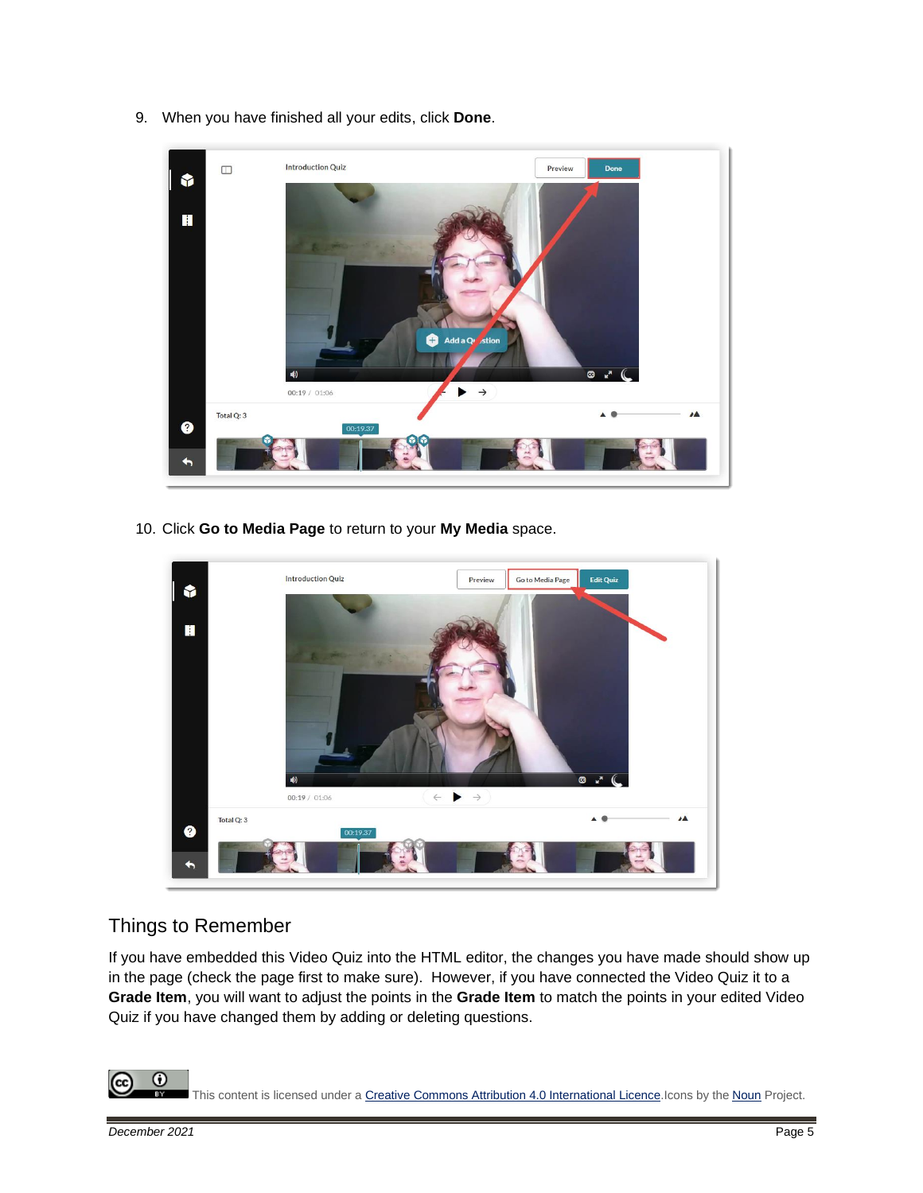9. When you have finished all your edits, click **Done**.

10. Click **Go to Media Page** to return to your **My Media** space.

## Things to Remember

If you have embedded this Video Quiz into the HTML editor, the changes you have made should show up in the page (check the page first to make sure). However, if you have connected the Video Quiz it to a **Grade Item**, you will want to adjust the points in the **Grade Item** to match the points in your edited Video Quiz if you have changed them by adding or deleting questions.

This content is licensed under a Creative Commons Attribution 4.0 International Licence.Icons by the Noun Project.

*December 2021*